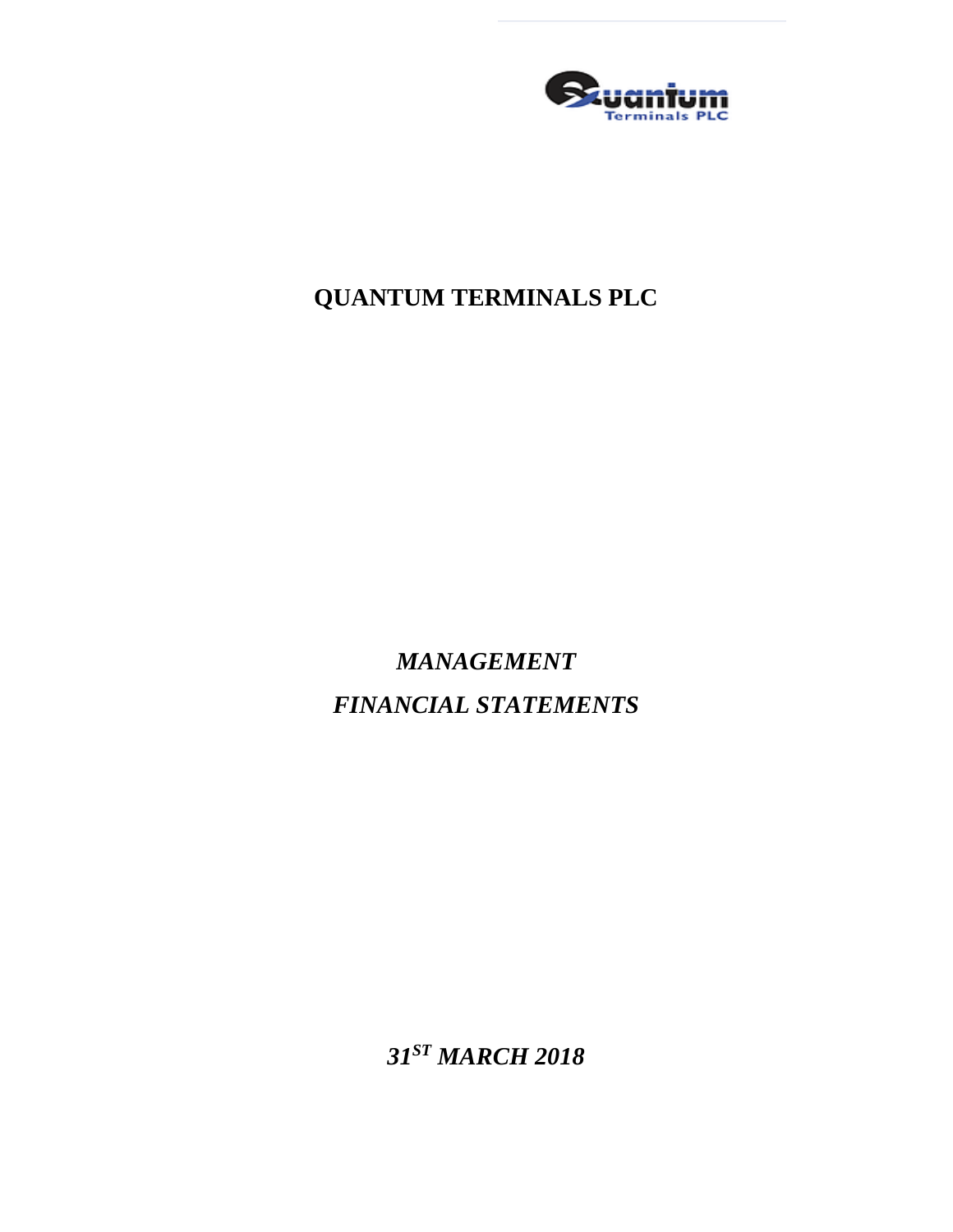# QUANTUM TERMINALS PLC

## *MANAGEMENT*

## *FINANCIAL STATEMENTS*

## *31ST MARCH 2018*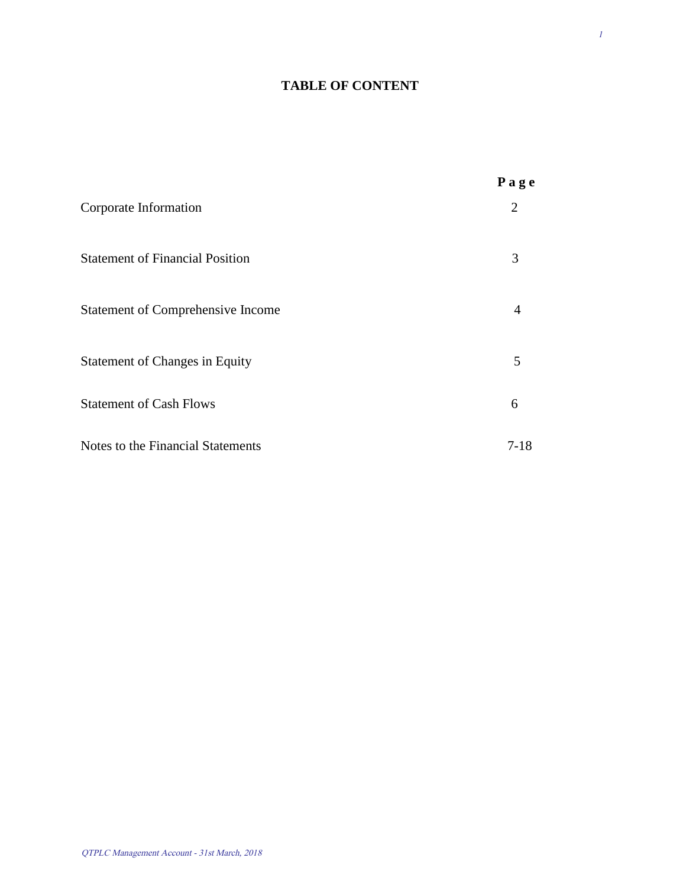# TABLE OF CONTENT

| | Page |
|---|---|
| Corporate Information | 2 |
| Statement of Financial Position | 3 |
| Statement of Comprehensive Income | 4 |
| Statement of Changes in Equity | 5 |
| Statement of Cash Flows | 6 |
| Notes to the Financial Statements | 7-18 |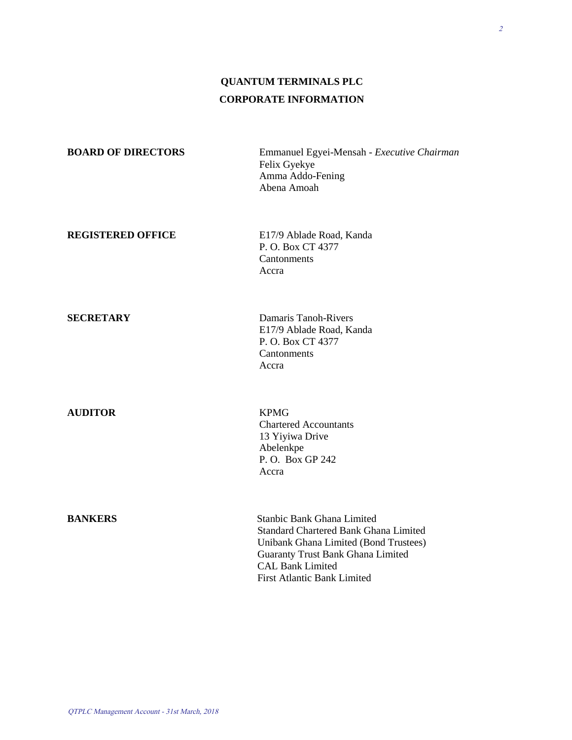# QUANTUM TERMINALS PLC

## CORPORATE INFORMATION

**BOARD OF DIRECTORS**

Emmanuel Egyei-Mensah - *Executive Chairman*
Felix Gyekye
Amma Addo-Fening
Abena Amoah

**REGISTERED OFFICE**

E17/9 Ablade Road, Kanda
P. O. Box CT 4377
Cantonments
Accra

**SECRETARY**

Damaris Tanoh-Rivers
E17/9 Ablade Road, Kanda
P. O. Box CT 4377
Cantonments
Accra

**AUDITOR**

KPMG
Chartered Accountants
13 Yiyiwa Drive
Abelenkpe
P. O. Box GP 242
Accra

**BANKERS**

Stanbic Bank Ghana Limited
Standard Chartered Bank Ghana Limited
Unibank Ghana Limited (Bond Trustees)
Guaranty Trust Bank Ghana Limited
CAL Bank Limited
First Atlantic Bank Limited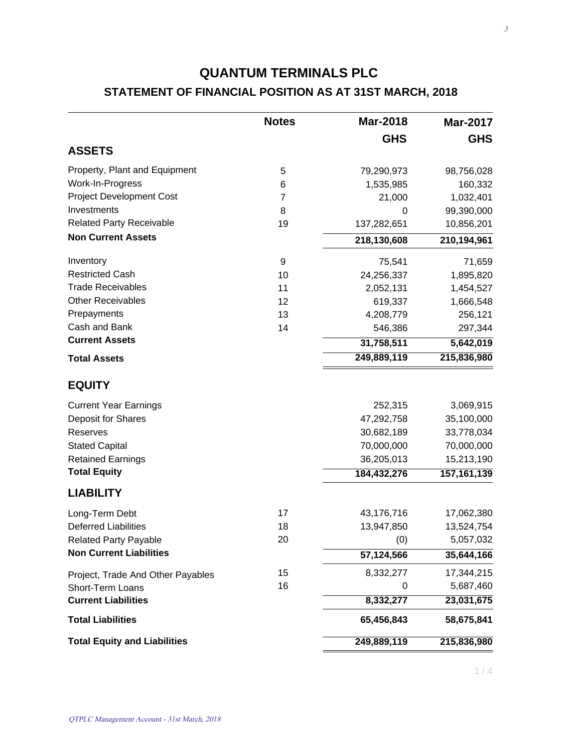# QUANTUM TERMINALS PLC

## STATEMENT OF FINANCIAL POSITION AS AT 31ST MARCH, 2018

| | Notes | Mar-2018 | Mar-2017 |
|---|---|---|---|
| | | **GHS** | **GHS** |
| **ASSETS** | | | |
| Property, Plant and Equipment | 5 | 79,290,973 | 98,756,028 |
| Work-In-Progress | 6 | 1,535,985 | 160,332 |
| Project Development Cost | 7 | 21,000 | 1,032,401 |
| Investments | 8 | 0 | 99,390,000 |
| Related Party Receivable | 19 | 137,282,651 | 10,856,201 |
| **Non Current Assets** | | **218,130,608** | **210,194,961** |
| Inventory | 9 | 75,541 | 71,659 |
| Restricted Cash | 10 | 24,256,337 | 1,895,820 |
| Trade Receivables | 11 | 2,052,131 | 1,454,527 |
| Other Receivables | 12 | 619,337 | 1,666,548 |
| Prepayments | 13 | 4,208,779 | 256,121 |
| Cash and Bank | 14 | 546,386 | 297,344 |
| **Current Assets** | | **31,758,511** | **5,642,019** |
| **Total Assets** | | **249,889,119** | **215,836,980** |
| **EQUITY** | | | |
| Current Year Earnings | | 252,315 | 3,069,915 |
| Deposit for Shares | | 47,292,758 | 35,100,000 |
| Reserves | | 30,682,189 | 33,778,034 |
| Stated Capital | | 70,000,000 | 70,000,000 |
| Retained Earnings | | 36,205,013 | 15,213,190 |
| **Total Equity** | | **184,432,276** | **157,161,139** |
| **LIABILITY** | | | |
| Long-Term Debt | 17 | 43,176,716 | 17,062,380 |
| Deferred Liabilities | 18 | 13,947,850 | 13,524,754 |
| Related Party Payable | 20 | (0) | 5,057,032 |
| **Non Current Liabilities** | | **57,124,566** | **35,644,166** |
| Project, Trade And Other Payables | 15 | 8,332,277 | 17,344,215 |
| Short-Term Loans | 16 | 0 | 5,687,460 |
| **Current Liabilities** | | **8,332,277** | **23,031,675** |
| **Total Liabilities** | | **65,456,843** | **58,675,841** |
| **Total Equity and Liabilities** | | **249,889,119** | **215,836,980** |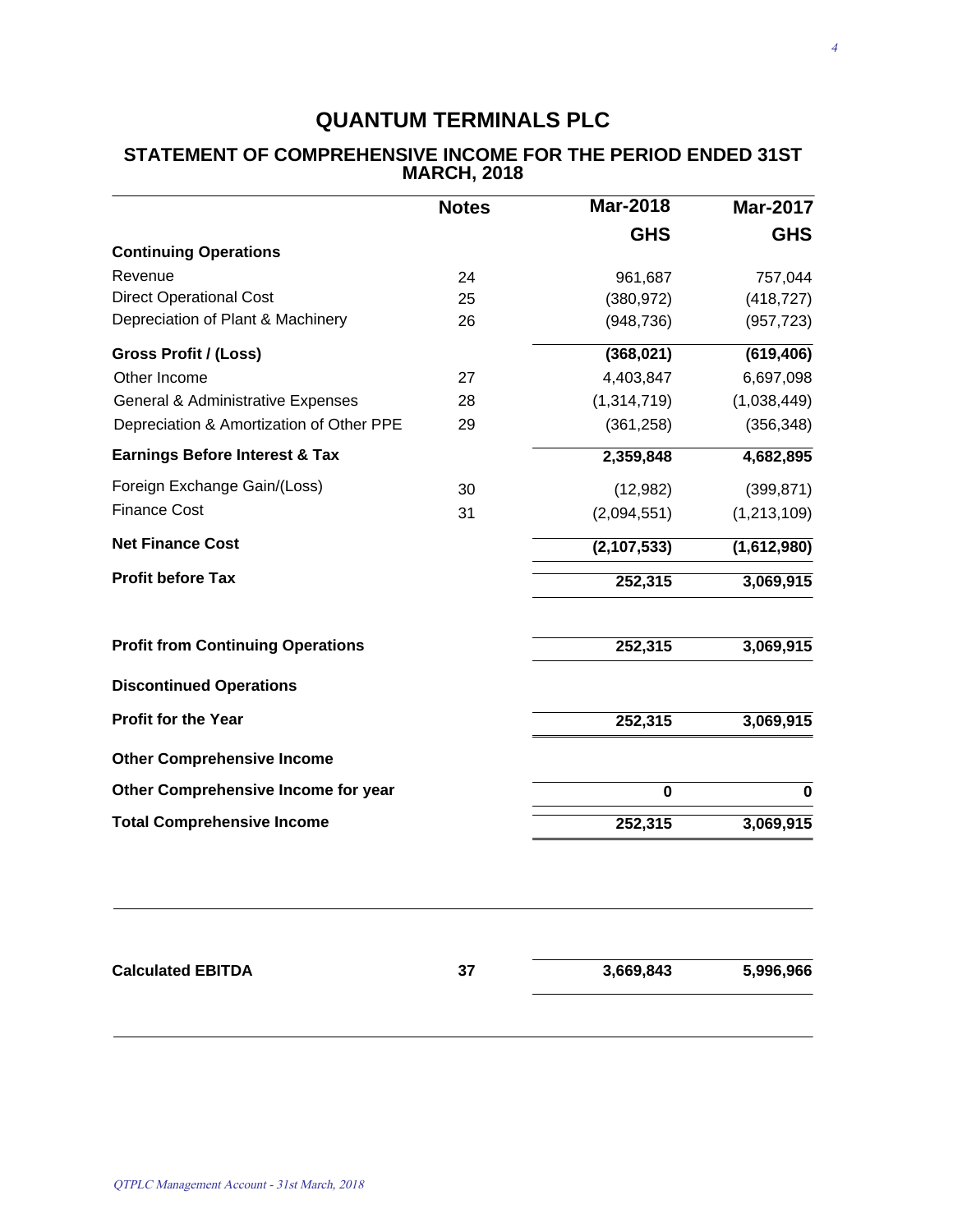# QUANTUM TERMINALS PLC

## STATEMENT OF COMPREHENSIVE INCOME FOR THE PERIOD ENDED 31ST MARCH, 2018

| | Notes | Mar-2018 | Mar-2017 |
|---|---|---|---|
| | | GHS | GHS |
| **Continuing Operations** | | | |
| Revenue | 24 | 961,687 | 757,044 |
| Direct Operational Cost | 25 | (380,972) | (418,727) |
| Depreciation of Plant & Machinery | 26 | (948,736) | (957,723) |
| **Gross Profit / (Loss)** | | **(368,021)** | **(619,406)** |
| Other Income | 27 | 4,403,847 | 6,697,098 |
| General & Administrative Expenses | 28 | (1,314,719) | (1,038,449) |
| Depreciation & Amortization of Other PPE | 29 | (361,258) | (356,348) |
| **Earnings Before Interest & Tax** | | **2,359,848** | **4,682,895** |
| Foreign Exchange Gain/(Loss) | 30 | (12,982) | (399,871) |
| Finance Cost | 31 | (2,094,551) | (1,213,109) |
| **Net Finance Cost** | | **(2,107,533)** | **(1,612,980)** |
| **Profit before Tax** | | **252,315** | **3,069,915** |
| **Profit from Continuing Operations** | | **252,315** | **3,069,915** |
| **Discontinued Operations** | | | |
| **Profit for the Year** | | **252,315** | **3,069,915** |
| **Other Comprehensive Income** | | | |
| **Other Comprehensive Income for year** | | **0** | **0** |
| **Total Comprehensive Income** | | **252,315** | **3,069,915** |

| | Notes | Mar-2018 | Mar-2017 |
|---|---|---|---|
| **Calculated EBITDA** | **37** | **3,669,843** | **5,996,966** |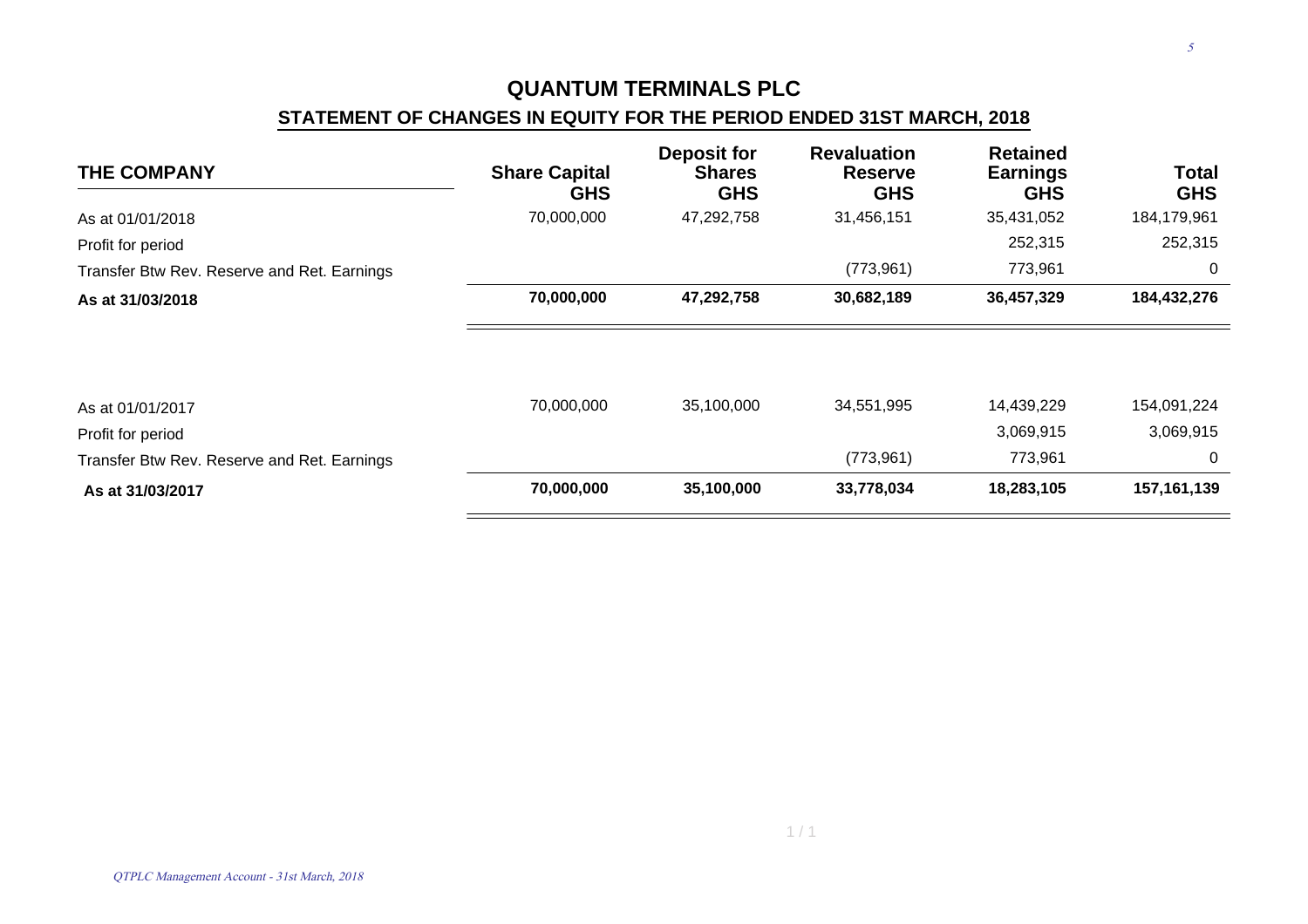# QUANTUM TERMINALS PLC

## STATEMENT OF CHANGES IN EQUITY FOR THE PERIOD ENDED 31ST MARCH, 2018

| THE COMPANY | Share Capital GHS | Deposit for Shares GHS | Revaluation Reserve GHS | Retained Earnings GHS | Total GHS |
|---|---|---|---|---|---|
| As at 01/01/2018 | 70,000,000 | 47,292,758 | 31,456,151 | 35,431,052 | 184,179,961 |
| Profit for period | | | | 252,315 | 252,315 |
| Transfer Btw Rev. Reserve and Ret. Earnings | | | (773,961) | 773,961 | 0 |
| **As at 31/03/2018** | **70,000,000** | **47,292,758** | **30,682,189** | **36,457,329** | **184,432,276** |
| | | | | | |
| As at 01/01/2017 | 70,000,000 | 35,100,000 | 34,551,995 | 14,439,229 | 154,091,224 |
| Profit for period | | | | 3,069,915 | 3,069,915 |
| Transfer Btw Rev. Reserve and Ret. Earnings | | | (773,961) | 773,961 | 0 |
| **As at 31/03/2017** | **70,000,000** | **35,100,000** | **33,778,034** | **18,283,105** | **157,161,139** |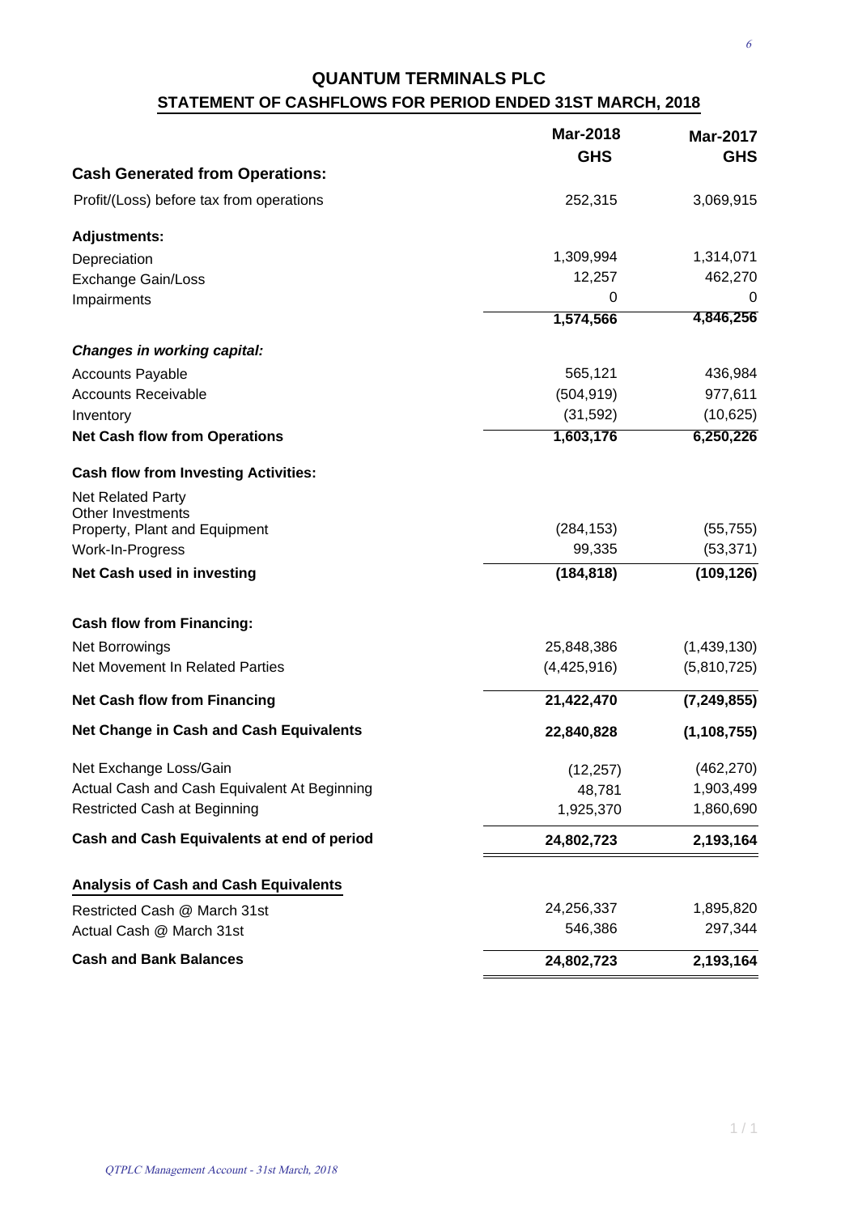# QUANTUM TERMINALS PLC

## STATEMENT OF CASHFLOWS FOR PERIOD ENDED 31ST MARCH, 2018

| | Mar-2018 GHS | Mar-2017 GHS |
|---|---|---|
| **Cash Generated from Operations:** | | |
| Profit/(Loss) before tax from operations | 252,315 | 3,069,915 |
| **Adjustments:** | | |
| Depreciation | 1,309,994 | 1,314,071 |
| Exchange Gain/Loss | 12,257 | 462,270 |
| Impairments | 0 | 0 |
| | **1,574,566** | **4,846,256** |
| ***Changes in working capital:*** | | |
| Accounts Payable | 565,121 | 436,984 |
| Accounts Receivable | (504,919) | 977,611 |
| Inventory | (31,592) | (10,625) |
| **Net Cash flow from Operations** | **1,603,176** | **6,250,226** |
| **Cash flow from Investing Activities:** | | |
| Net Related Party | | |
| Other Investments | | |
| Property, Plant and Equipment | (284,153) | (55,755) |
| Work-In-Progress | 99,335 | (53,371) |
| **Net Cash used in investing** | **(184,818)** | **(109,126)** |
| **Cash flow from Financing:** | | |
| Net Borrowings | 25,848,386 | (1,439,130) |
| Net Movement In Related Parties | (4,425,916) | (5,810,725) |
| **Net Cash flow from Financing** | **21,422,470** | **(7,249,855)** |
| **Net Change in Cash and Cash Equivalents** | **22,840,828** | **(1,108,755)** |
| Net Exchange Loss/Gain | (12,257) | (462,270) |
| Actual Cash and Cash Equivalent At Beginning | 48,781 | 1,903,499 |
| Restricted Cash at Beginning | 1,925,370 | 1,860,690 |
| **Cash and Cash Equivalents at end of period** | **24,802,723** | **2,193,164** |
| **Analysis of Cash and Cash Equivalents** | | |
| Restricted Cash @ March 31st | 24,256,337 | 1,895,820 |
| Actual Cash @ March 31st | 546,386 | 297,344 |
| **Cash and Bank Balances** | **24,802,723** | **2,193,164** |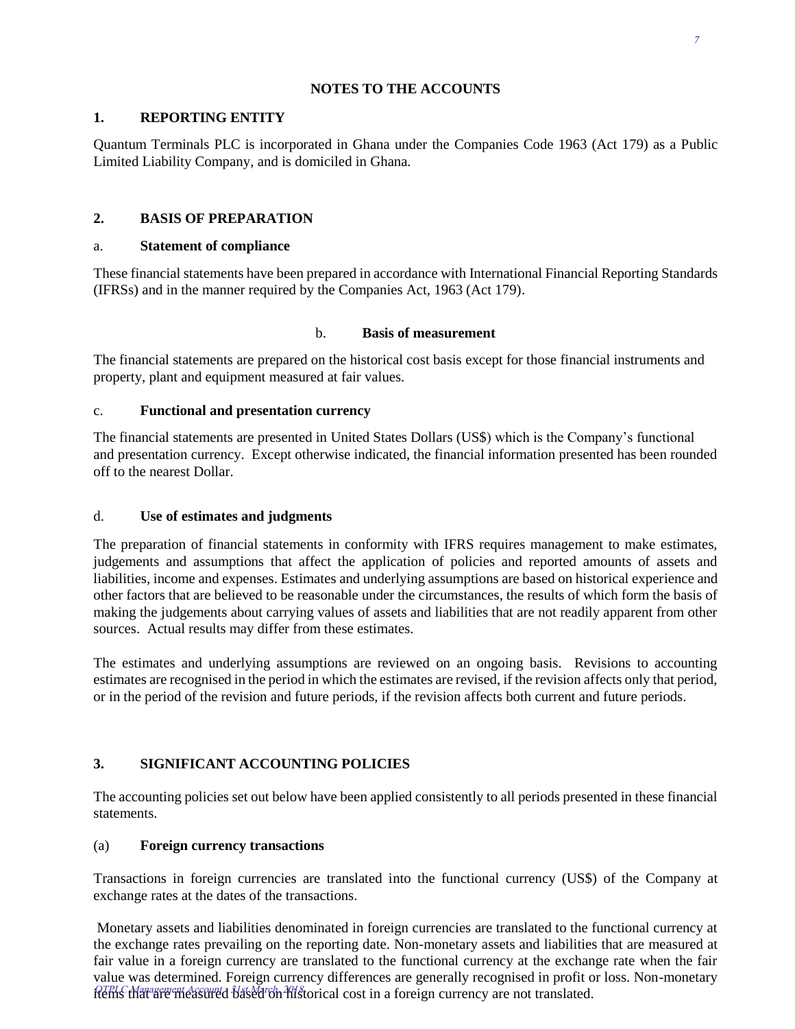## NOTES TO THE ACCOUNTS

### 1. REPORTING ENTITY

Quantum Terminals PLC is incorporated in Ghana under the Companies Code 1963 (Act 179) as a Public Limited Liability Company, and is domiciled in Ghana.

### 2. BASIS OF PREPARATION

#### a. Statement of compliance

These financial statements have been prepared in accordance with International Financial Reporting Standards (IFRSs) and in the manner required by the Companies Act, 1963 (Act 179).

#### b. Basis of measurement

The financial statements are prepared on the historical cost basis except for those financial instruments and property, plant and equipment measured at fair values.

#### c. Functional and presentation currency

The financial statements are presented in United States Dollars (US$) which is the Company's functional and presentation currency. Except otherwise indicated, the financial information presented has been rounded off to the nearest Dollar.

#### d. Use of estimates and judgments

The preparation of financial statements in conformity with IFRS requires management to make estimates, judgements and assumptions that affect the application of policies and reported amounts of assets and liabilities, income and expenses. Estimates and underlying assumptions are based on historical experience and other factors that are believed to be reasonable under the circumstances, the results of which form the basis of making the judgements about carrying values of assets and liabilities that are not readily apparent from other sources. Actual results may differ from these estimates.

The estimates and underlying assumptions are reviewed on an ongoing basis. Revisions to accounting estimates are recognised in the period in which the estimates are revised, if the revision affects only that period, or in the period of the revision and future periods, if the revision affects both current and future periods.

### 3. SIGNIFICANT ACCOUNTING POLICIES

The accounting policies set out below have been applied consistently to all periods presented in these financial statements.

#### (a) Foreign currency transactions

Transactions in foreign currencies are translated into the functional currency (US$) of the Company at exchange rates at the dates of the transactions.

Monetary assets and liabilities denominated in foreign currencies are translated to the functional currency at the exchange rates prevailing on the reporting date. Non-monetary assets and liabilities that are measured at fair value in a foreign currency are translated to the functional currency at the exchange rate when the fair value was determined. Foreign currency differences are generally recognised in profit or loss. Non-monetary items that are measured based on historical cost in a foreign currency are not translated.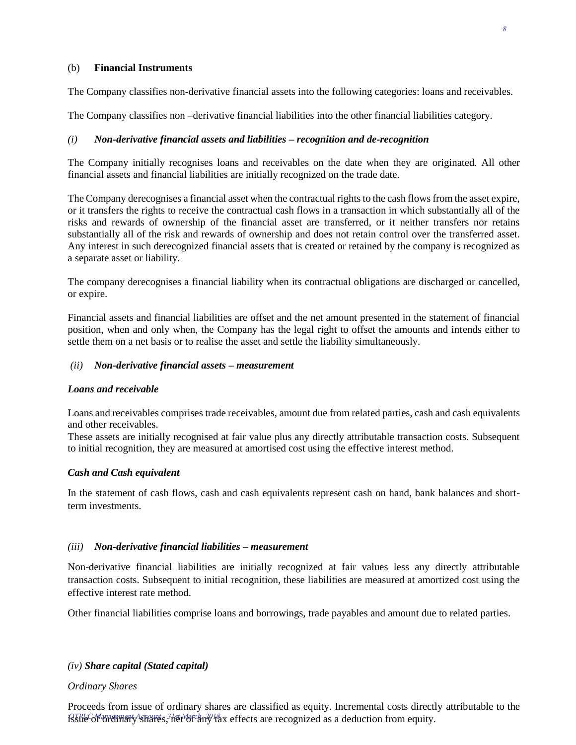## (b) Financial Instruments

The Company classifies non-derivative financial assets into the following categories: loans and receivables.

The Company classifies non –derivative financial liabilities into the other financial liabilities category.

### *(i) Non-derivative financial assets and liabilities – recognition and de-recognition*

The Company initially recognises loans and receivables on the date when they are originated. All other financial assets and financial liabilities are initially recognized on the trade date.

The Company derecognises a financial asset when the contractual rights to the cash flows from the asset expire, or it transfers the rights to receive the contractual cash flows in a transaction in which substantially all of the risks and rewards of ownership of the financial asset are transferred, or it neither transfers nor retains substantially all of the risk and rewards of ownership and does not retain control over the transferred asset. Any interest in such derecognized financial assets that is created or retained by the company is recognized as a separate asset or liability.

The company derecognises a financial liability when its contractual obligations are discharged or cancelled, or expire.

Financial assets and financial liabilities are offset and the net amount presented in the statement of financial position, when and only when, the Company has the legal right to offset the amounts and intends either to settle them on a net basis or to realise the asset and settle the liability simultaneously.

### *(ii) Non-derivative financial assets – measurement*

***Loans and receivable***

Loans and receivables comprises trade receivables, amount due from related parties, cash and cash equivalents and other receivables.

These assets are initially recognised at fair value plus any directly attributable transaction costs. Subsequent to initial recognition, they are measured at amortised cost using the effective interest method.

***Cash and Cash equivalent***

In the statement of cash flows, cash and cash equivalents represent cash on hand, bank balances and short-term investments.

### *(iii) Non-derivative financial liabilities – measurement*

Non-derivative financial liabilities are initially recognized at fair values less any directly attributable transaction costs. Subsequent to initial recognition, these liabilities are measured at amortized cost using the effective interest rate method.

Other financial liabilities comprise loans and borrowings, trade payables and amount due to related parties.

### *(iv) **Share capital (Stated capital)***

*Ordinary Shares*

Proceeds from issue of ordinary shares are classified as equity. Incremental costs directly attributable to the issue of ordinary shares, net of any tax effects are recognized as a deduction from equity.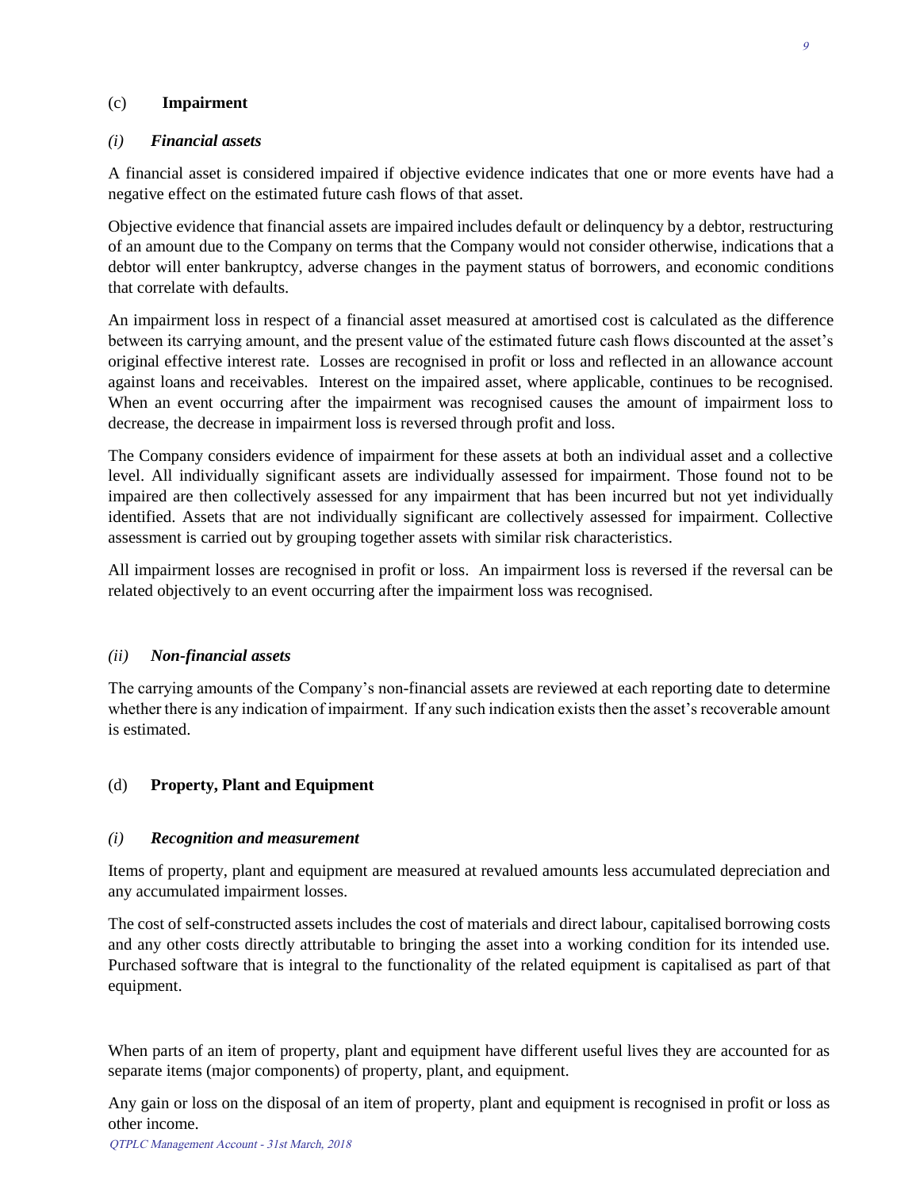## (c) Impairment

### *(i) Financial assets*

A financial asset is considered impaired if objective evidence indicates that one or more events have had a negative effect on the estimated future cash flows of that asset.

Objective evidence that financial assets are impaired includes default or delinquency by a debtor, restructuring of an amount due to the Company on terms that the Company would not consider otherwise, indications that a debtor will enter bankruptcy, adverse changes in the payment status of borrowers, and economic conditions that correlate with defaults.

An impairment loss in respect of a financial asset measured at amortised cost is calculated as the difference between its carrying amount, and the present value of the estimated future cash flows discounted at the asset's original effective interest rate. Losses are recognised in profit or loss and reflected in an allowance account against loans and receivables. Interest on the impaired asset, where applicable, continues to be recognised. When an event occurring after the impairment was recognised causes the amount of impairment loss to decrease, the decrease in impairment loss is reversed through profit and loss.

The Company considers evidence of impairment for these assets at both an individual asset and a collective level. All individually significant assets are individually assessed for impairment. Those found not to be impaired are then collectively assessed for any impairment that has been incurred but not yet individually identified. Assets that are not individually significant are collectively assessed for impairment. Collective assessment is carried out by grouping together assets with similar risk characteristics.

All impairment losses are recognised in profit or loss. An impairment loss is reversed if the reversal can be related objectively to an event occurring after the impairment loss was recognised.

### *(ii) Non-financial assets*

The carrying amounts of the Company's non-financial assets are reviewed at each reporting date to determine whether there is any indication of impairment. If any such indication exists then the asset's recoverable amount is estimated.

## (d) Property, Plant and Equipment

### *(i) Recognition and measurement*

Items of property, plant and equipment are measured at revalued amounts less accumulated depreciation and any accumulated impairment losses.

The cost of self-constructed assets includes the cost of materials and direct labour, capitalised borrowing costs and any other costs directly attributable to bringing the asset into a working condition for its intended use. Purchased software that is integral to the functionality of the related equipment is capitalised as part of that equipment.

When parts of an item of property, plant and equipment have different useful lives they are accounted for as separate items (major components) of property, plant, and equipment.

Any gain or loss on the disposal of an item of property, plant and equipment is recognised in profit or loss as other income.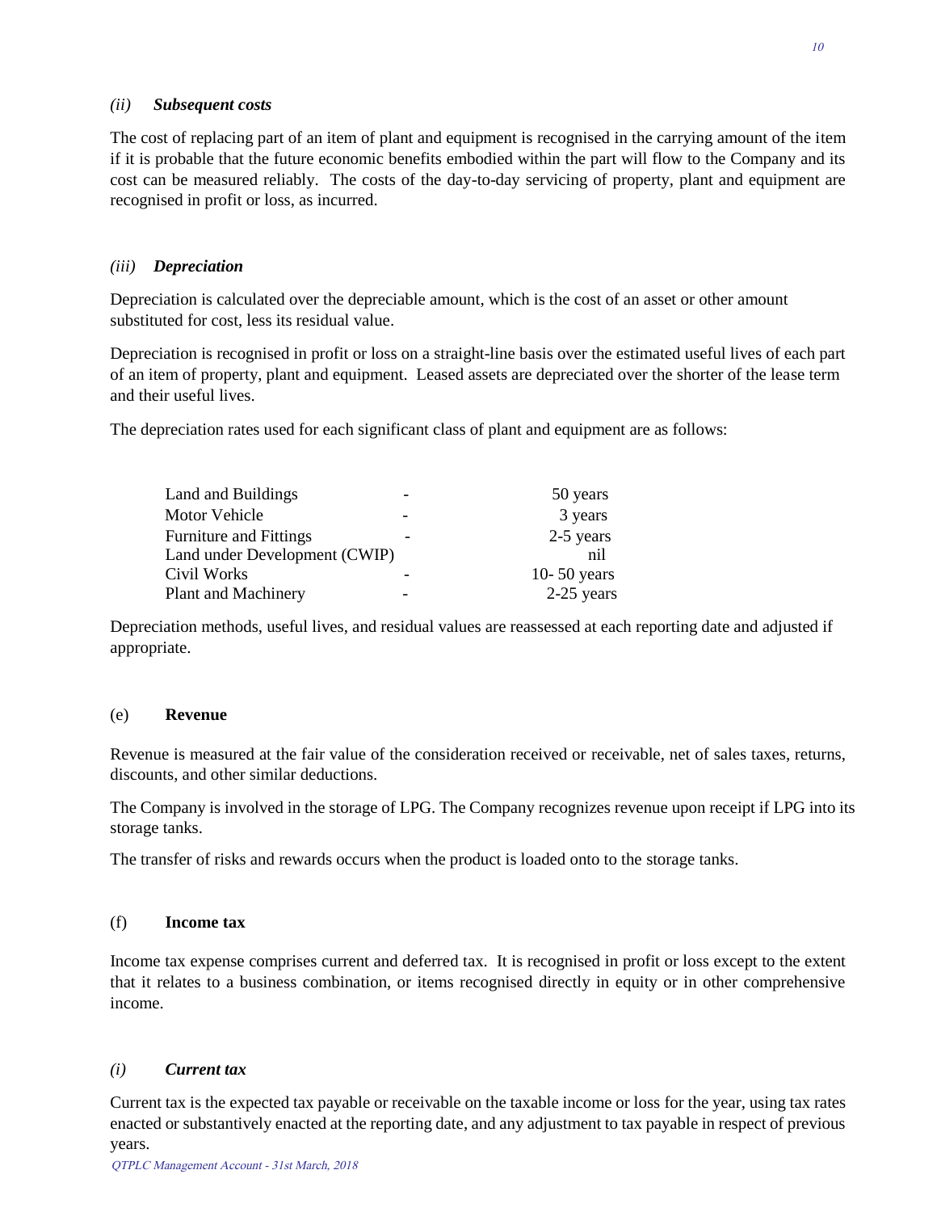*(ii)* ***Subsequent costs***

The cost of replacing part of an item of plant and equipment is recognised in the carrying amount of the item if it is probable that the future economic benefits embodied within the part will flow to the Company and its cost can be measured reliably. The costs of the day-to-day servicing of property, plant and equipment are recognised in profit or loss, as incurred.

*(iii)* ***Depreciation***

Depreciation is calculated over the depreciable amount, which is the cost of an asset or other amount substituted for cost, less its residual value.

Depreciation is recognised in profit or loss on a straight-line basis over the estimated useful lives of each part of an item of property, plant and equipment. Leased assets are depreciated over the shorter of the lease term and their useful lives.

The depreciation rates used for each significant class of plant and equipment are as follows:

| | | |
|---|---|---|
| Land and Buildings | - | 50 years |
| Motor Vehicle | - | 3 years |
| Furniture and Fittings | - | 2-5 years |
| Land under Development (CWIP) | | nil |
| Civil Works | - | 10- 50 years |
| Plant and Machinery | - | 2-25 years |

Depreciation methods, useful lives, and residual values are reassessed at each reporting date and adjusted if appropriate.

(e) **Revenue**

Revenue is measured at the fair value of the consideration received or receivable, net of sales taxes, returns, discounts, and other similar deductions.

The Company is involved in the storage of LPG. The Company recognizes revenue upon receipt if LPG into its storage tanks.

The transfer of risks and rewards occurs when the product is loaded onto to the storage tanks.

(f) **Income tax**

Income tax expense comprises current and deferred tax. It is recognised in profit or loss except to the extent that it relates to a business combination, or items recognised directly in equity or in other comprehensive income.

*(i)* ***Current tax***

Current tax is the expected tax payable or receivable on the taxable income or loss for the year, using tax rates enacted or substantively enacted at the reporting date, and any adjustment to tax payable in respect of previous years.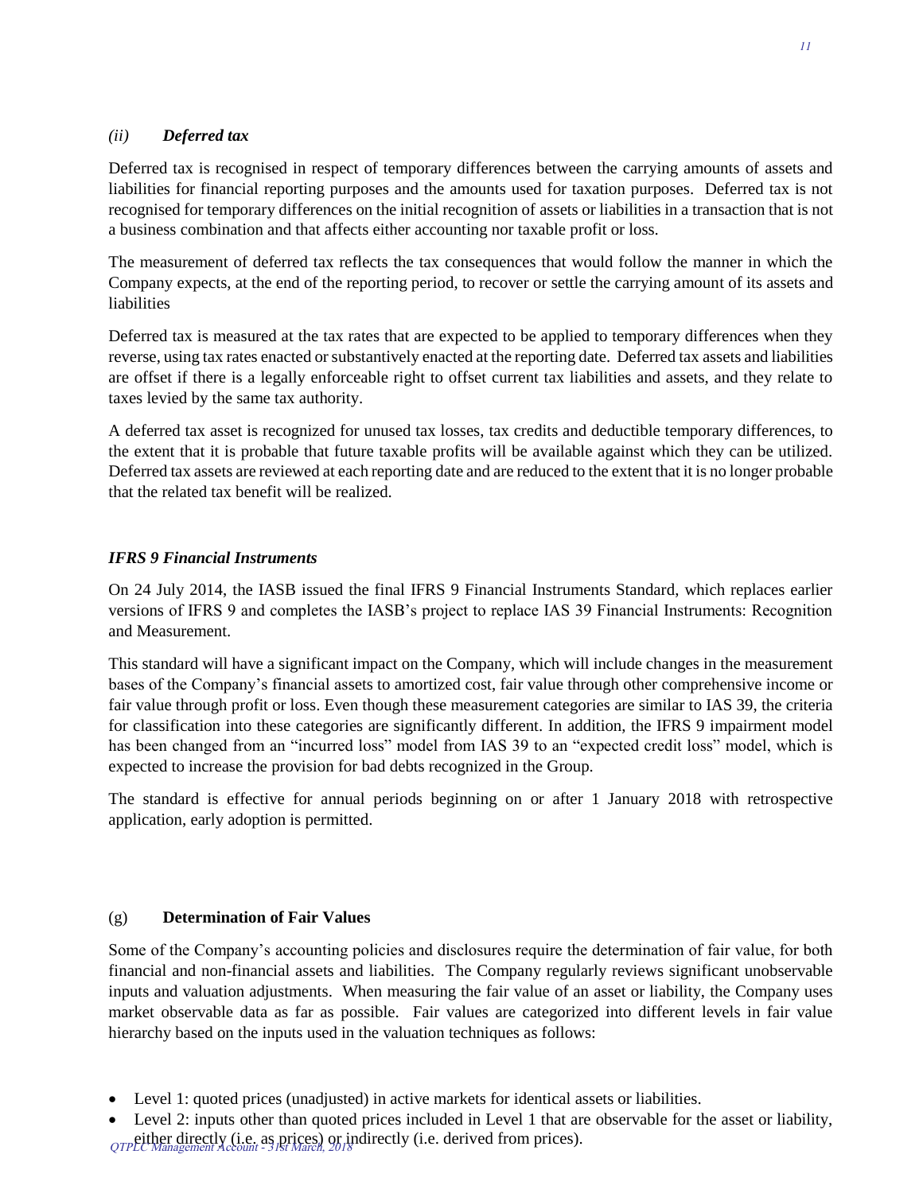*(ii)* ***Deferred tax***

Deferred tax is recognised in respect of temporary differences between the carrying amounts of assets and liabilities for financial reporting purposes and the amounts used for taxation purposes. Deferred tax is not recognised for temporary differences on the initial recognition of assets or liabilities in a transaction that is not a business combination and that affects either accounting nor taxable profit or loss.

The measurement of deferred tax reflects the tax consequences that would follow the manner in which the Company expects, at the end of the reporting period, to recover or settle the carrying amount of its assets and liabilities

Deferred tax is measured at the tax rates that are expected to be applied to temporary differences when they reverse, using tax rates enacted or substantively enacted at the reporting date. Deferred tax assets and liabilities are offset if there is a legally enforceable right to offset current tax liabilities and assets, and they relate to taxes levied by the same tax authority.

A deferred tax asset is recognized for unused tax losses, tax credits and deductible temporary differences, to the extent that it is probable that future taxable profits will be available against which they can be utilized. Deferred tax assets are reviewed at each reporting date and are reduced to the extent that it is no longer probable that the related tax benefit will be realized.

***IFRS 9 Financial Instruments***

On 24 July 2014, the IASB issued the final IFRS 9 Financial Instruments Standard, which replaces earlier versions of IFRS 9 and completes the IASB's project to replace IAS 39 Financial Instruments: Recognition and Measurement.

This standard will have a significant impact on the Company, which will include changes in the measurement bases of the Company's financial assets to amortized cost, fair value through other comprehensive income or fair value through profit or loss. Even though these measurement categories are similar to IAS 39, the criteria for classification into these categories are significantly different. In addition, the IFRS 9 impairment model has been changed from an "incurred loss" model from IAS 39 to an "expected credit loss" model, which is expected to increase the provision for bad debts recognized in the Group.

The standard is effective for annual periods beginning on or after 1 January 2018 with retrospective application, early adoption is permitted.

(g) **Determination of Fair Values**

Some of the Company's accounting policies and disclosures require the determination of fair value, for both financial and non-financial assets and liabilities. The Company regularly reviews significant unobservable inputs and valuation adjustments. When measuring the fair value of an asset or liability, the Company uses market observable data as far as possible. Fair values are categorized into different levels in fair value hierarchy based on the inputs used in the valuation techniques as follows:

- Level 1: quoted prices (unadjusted) in active markets for identical assets or liabilities.
- Level 2: inputs other than quoted prices included in Level 1 that are observable for the asset or liability, either directly (i.e. as prices) or indirectly (i.e. derived from prices).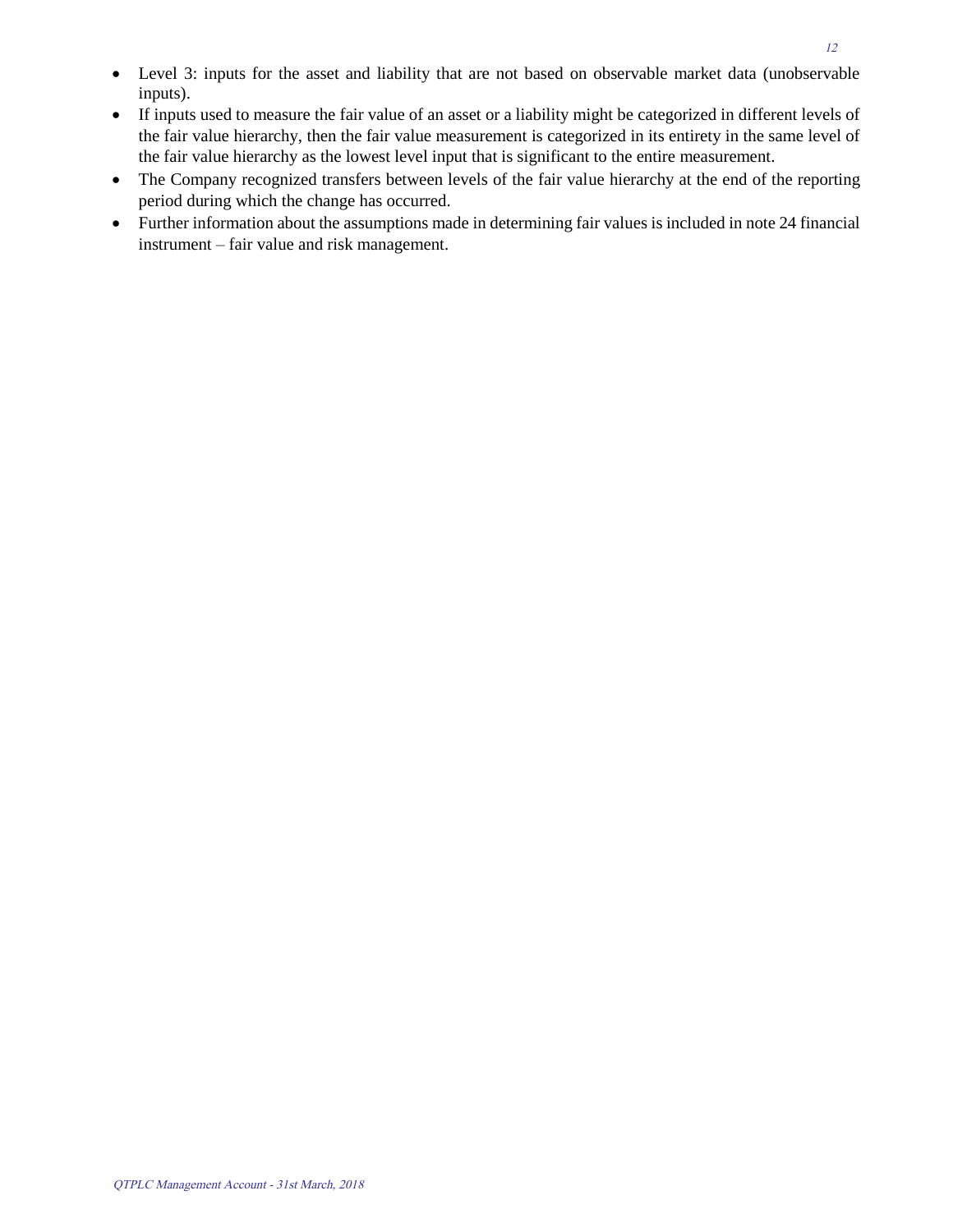- Level 3: inputs for the asset and liability that are not based on observable market data (unobservable inputs).
- If inputs used to measure the fair value of an asset or a liability might be categorized in different levels of the fair value hierarchy, then the fair value measurement is categorized in its entirety in the same level of the fair value hierarchy as the lowest level input that is significant to the entire measurement.
- The Company recognized transfers between levels of the fair value hierarchy at the end of the reporting period during which the change has occurred.
- Further information about the assumptions made in determining fair values is included in note 24 financial instrument – fair value and risk management.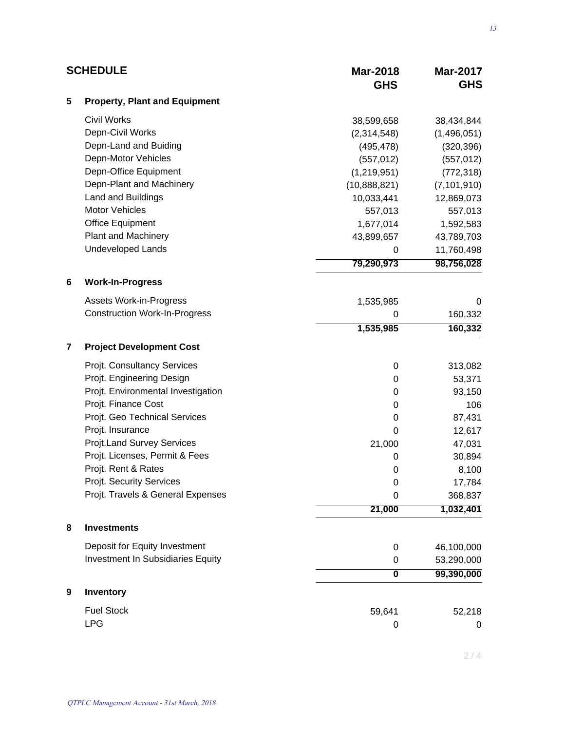## SCHEDULE

| | | Mar-2018 GHS | Mar-2017 GHS |
|---|---|---|---|
| **5** | **Property, Plant and Equipment** | | |
| | Civil Works | 38,599,658 | 38,434,844 |
| | Depn-Civil Works | (2,314,548) | (1,496,051) |
| | Depn-Land and Buiding | (495,478) | (320,396) |
| | Depn-Motor Vehicles | (557,012) | (557,012) |
| | Depn-Office Equipment | (1,219,951) | (772,318) |
| | Depn-Plant and Machinery | (10,888,821) | (7,101,910) |
| | Land and Buildings | 10,033,441 | 12,869,073 |
| | Motor Vehicles | 557,013 | 557,013 |
| | Office Equipment | 1,677,014 | 1,592,583 |
| | Plant and Machinery | 43,899,657 | 43,789,703 |
| | Undeveloped Lands | 0 | 11,760,498 |
| | | **79,290,973** | **98,756,028** |
| **6** | **Work-In-Progress** | | |
| | Assets Work-in-Progress | 1,535,985 | 0 |
| | Construction Work-In-Progress | 0 | 160,332 |
| | | **1,535,985** | **160,332** |
| **7** | **Project Development Cost** | | |
| | Projt. Consultancy Services | 0 | 313,082 |
| | Projt. Engineering Design | 0 | 53,371 |
| | Projt. Environmental Investigation | 0 | 93,150 |
| | Projt. Finance Cost | 0 | 106 |
| | Projt. Geo Technical Services | 0 | 87,431 |
| | Projt. Insurance | 0 | 12,617 |
| | Projt.Land Survey Services | 21,000 | 47,031 |
| | Projt. Licenses, Permit & Fees | 0 | 30,894 |
| | Projt. Rent & Rates | 0 | 8,100 |
| | Projt. Security Services | 0 | 17,784 |
| | Projt. Travels & General Expenses | 0 | 368,837 |
| | | **21,000** | **1,032,401** |
| **8** | **Investments** | | |
| | Deposit for Equity Investment | 0 | 46,100,000 |
| | Investment In Subsidiaries Equity | 0 | 53,290,000 |
| | | **0** | **99,390,000** |
| **9** | **Inventory** | | |
| | Fuel Stock | 59,641 | 52,218 |
| | LPG | 0 | 0 |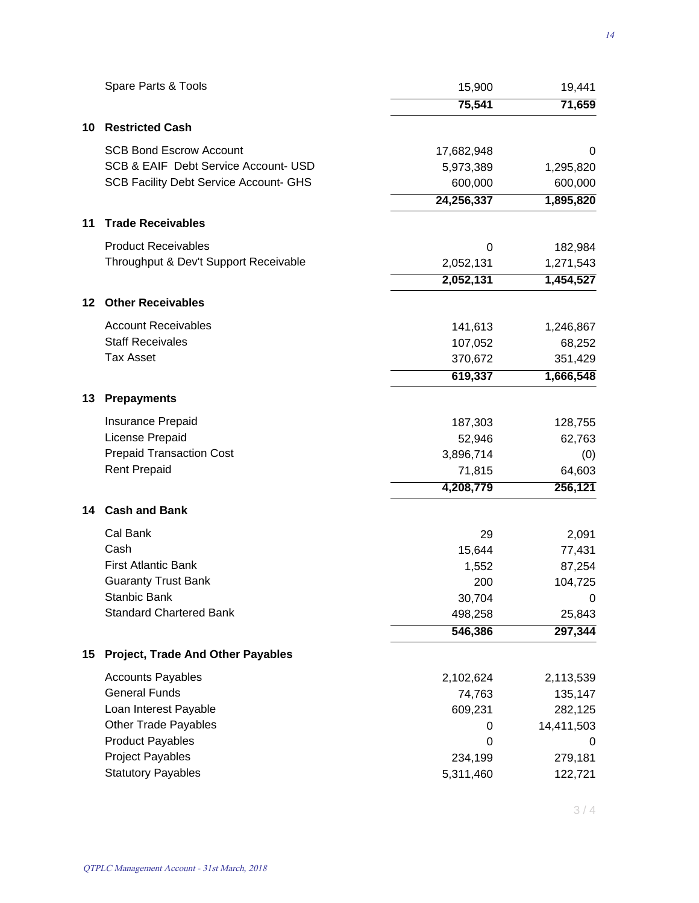| | | |
|---|---:|---:|
| Spare Parts & Tools | 15,900 | 19,441 |
| | **75,541** | **71,659** |

## 10 Restricted Cash

| | | |
|---|---:|---:|
| SCB Bond Escrow Account | 17,682,948 | 0 |
| SCB & EAIF Debt Service Account- USD | 5,973,389 | 1,295,820 |
| SCB Facility Debt Service Account- GHS | 600,000 | 600,000 |
| | **24,256,337** | **1,895,820** |

## 11 Trade Receivables

| | | |
|---|---:|---:|
| Product Receivables | 0 | 182,984 |
| Throughput & Dev't Support Receivable | 2,052,131 | 1,271,543 |
| | **2,052,131** | **1,454,527** |

## 12 Other Receivables

| | | |
|---|---:|---:|
| Account Receivables | 141,613 | 1,246,867 |
| Staff Receivales | 107,052 | 68,252 |
| Tax Asset | 370,672 | 351,429 |
| | **619,337** | **1,666,548** |

## 13 Prepayments

| | | |
|---|---:|---:|
| Insurance Prepaid | 187,303 | 128,755 |
| License Prepaid | 52,946 | 62,763 |
| Prepaid Transaction Cost | 3,896,714 | (0) |
| Rent Prepaid | 71,815 | 64,603 |
| | **4,208,779** | **256,121** |

## 14 Cash and Bank

| | | |
|---|---:|---:|
| Cal Bank | 29 | 2,091 |
| Cash | 15,644 | 77,431 |
| First Atlantic Bank | 1,552 | 87,254 |
| Guaranty Trust Bank | 200 | 104,725 |
| Stanbic Bank | 30,704 | 0 |
| Standard Chartered Bank | 498,258 | 25,843 |
| | **546,386** | **297,344** |

## 15 Project, Trade And Other Payables

| | | |
|---|---:|---:|
| Accounts Payables | 2,102,624 | 2,113,539 |
| General Funds | 74,763 | 135,147 |
| Loan Interest Payable | 609,231 | 282,125 |
| Other Trade Payables | 0 | 14,411,503 |
| Product Payables | 0 | 0 |
| Project Payables | 234,199 | 279,181 |
| Statutory Payables | 5,311,460 | 122,721 |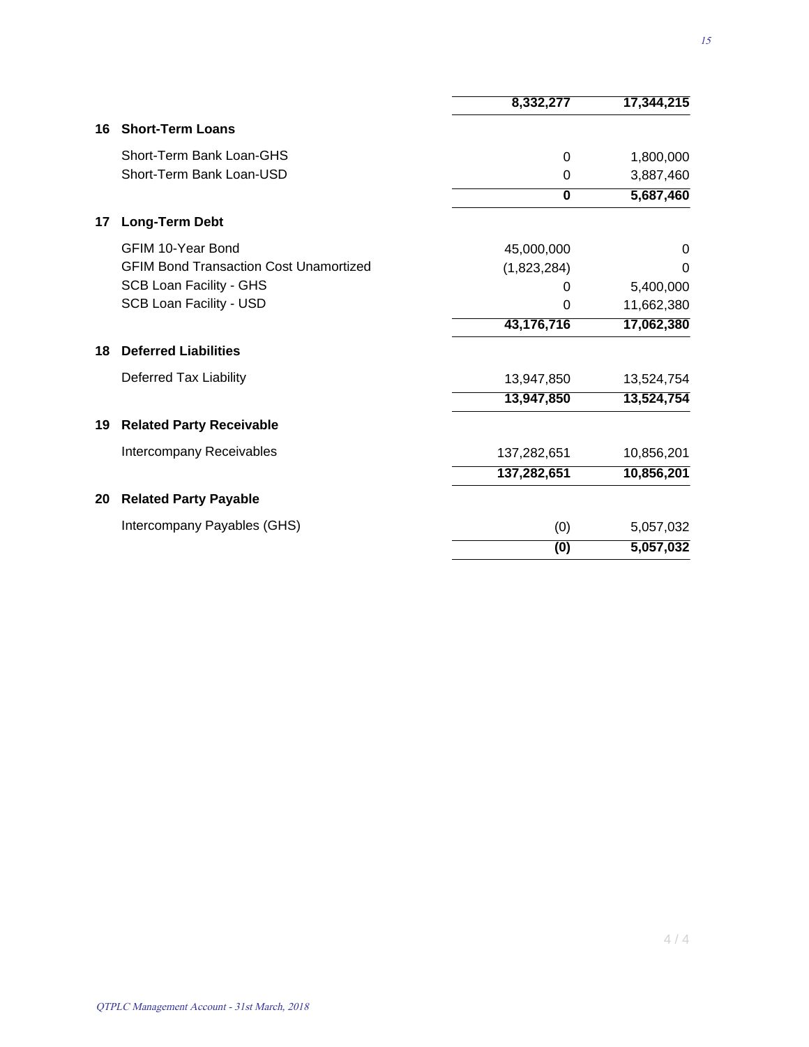| | | | |
|---|---|---|---|
| | | **8,332,277** | **17,344,215** |
| **16** | **Short-Term Loans** | | |
| | Short-Term Bank Loan-GHS | 0 | 1,800,000 |
| | Short-Term Bank Loan-USD | 0 | 3,887,460 |
| | | **0** | **5,687,460** |
| **17** | **Long-Term Debt** | | |
| | GFIM 10-Year Bond | 45,000,000 | 0 |
| | GFIM Bond Transaction Cost Unamortized | (1,823,284) | 0 |
| | SCB Loan Facility - GHS | 0 | 5,400,000 |
| | SCB Loan Facility - USD | 0 | 11,662,380 |
| | | **43,176,716** | **17,062,380** |
| **18** | **Deferred Liabilities** | | |
| | Deferred Tax Liability | 13,947,850 | 13,524,754 |
| | | **13,947,850** | **13,524,754** |
| **19** | **Related Party Receivable** | | |
| | Intercompany Receivables | 137,282,651 | 10,856,201 |
| | | **137,282,651** | **10,856,201** |
| **20** | **Related Party Payable** | | |
| | Intercompany Payables (GHS) | (0) | 5,057,032 |
| | | **(0)** | **5,057,032** |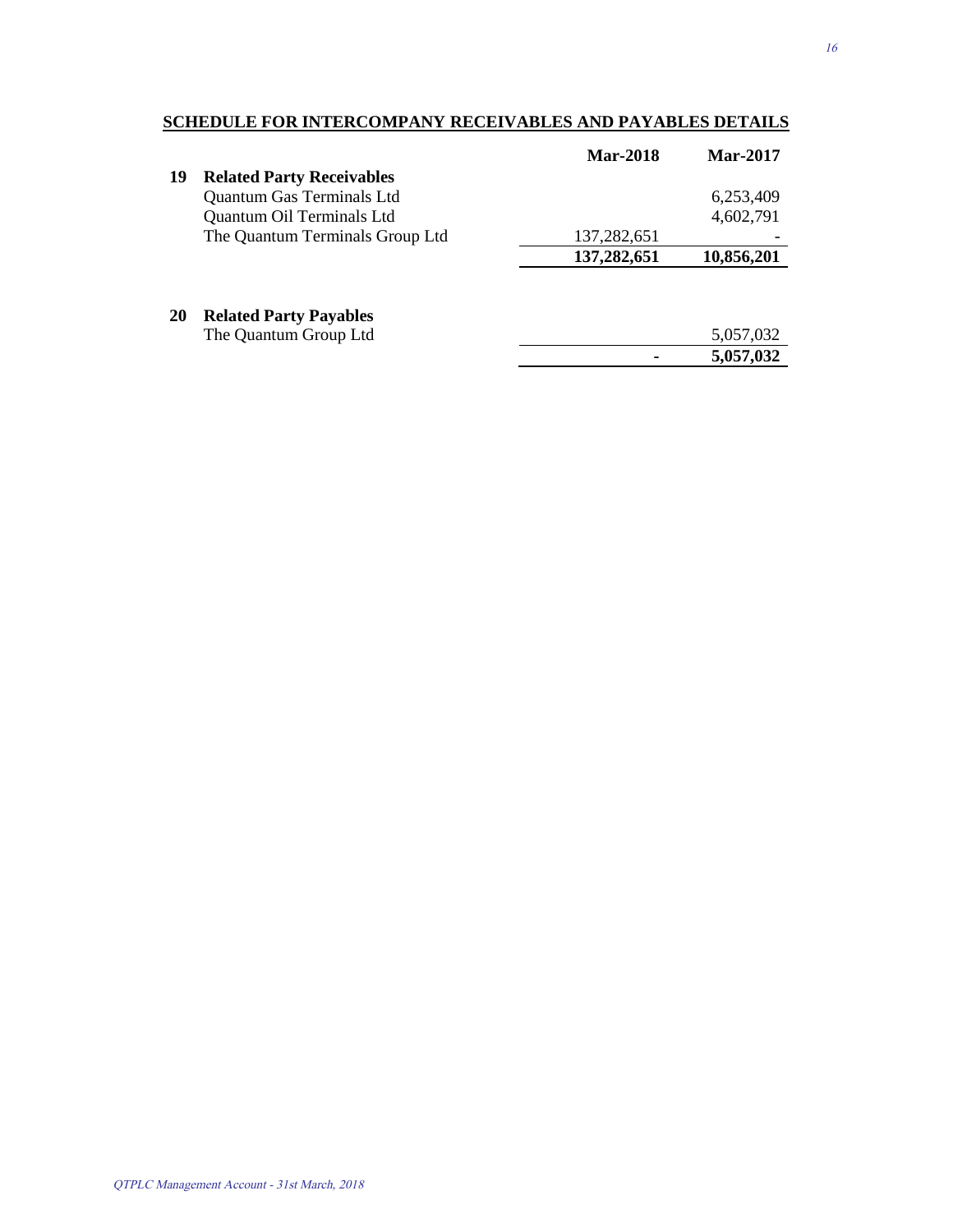## SCHEDULE FOR INTERCOMPANY RECEIVABLES AND PAYABLES DETAILS

| | | Mar-2018 | Mar-2017 |
|---|---|---|---|
| **19** | **Related Party Receivables** | | |
| | Quantum Gas Terminals Ltd | | 6,253,409 |
| | Quantum Oil Terminals Ltd | | 4,602,791 |
| | The Quantum Terminals Group Ltd | 137,282,651 | - |
| | | **137,282,651** | **10,856,201** |
| | | | |
| **20** | **Related Party Payables** | | |
| | The Quantum Group Ltd | | 5,057,032 |
| | | **-** | **5,057,032** |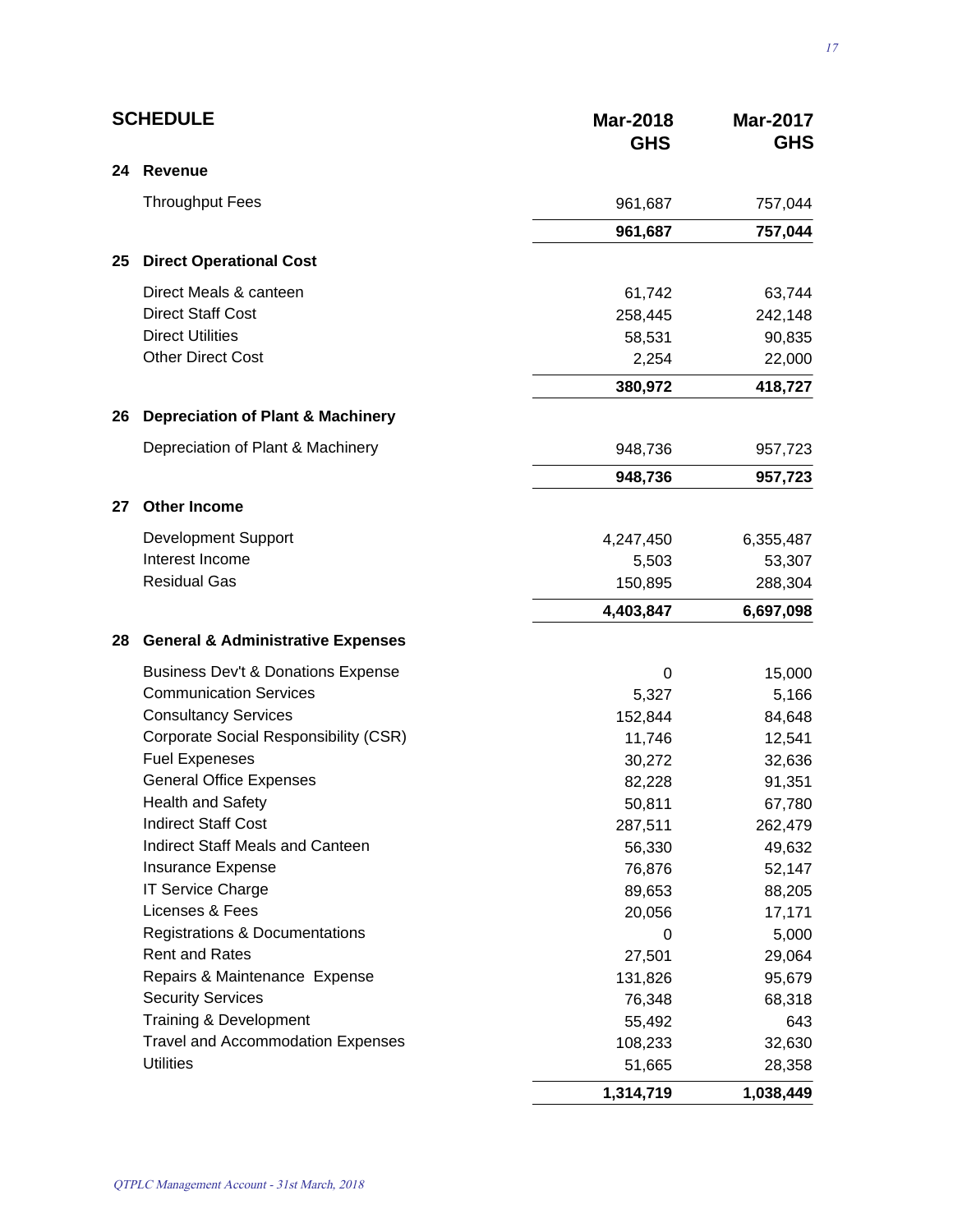| SCHEDULE | | Mar-2018 GHS | Mar-2017 GHS |
|---|---|---|---|
| **24** | **Revenue** | | |
| | Throughput Fees | 961,687 | 757,044 |
| | | **961,687** | **757,044** |
| **25** | **Direct Operational Cost** | | |
| | Direct Meals & canteen | 61,742 | 63,744 |
| | Direct Staff Cost | 258,445 | 242,148 |
| | Direct Utilities | 58,531 | 90,835 |
| | Other Direct Cost | 2,254 | 22,000 |
| | | **380,972** | **418,727** |
| **26** | **Depreciation of Plant & Machinery** | | |
| | Depreciation of Plant & Machinery | 948,736 | 957,723 |
| | | **948,736** | **957,723** |
| **27** | **Other Income** | | |
| | Development Support | 4,247,450 | 6,355,487 |
| | Interest Income | 5,503 | 53,307 |
| | Residual Gas | 150,895 | 288,304 |
| | | **4,403,847** | **6,697,098** |
| **28** | **General & Administrative Expenses** | | |
| | Business Dev't & Donations Expense | 0 | 15,000 |
| | Communication Services | 5,327 | 5,166 |
| | Consultancy Services | 152,844 | 84,648 |
| | Corporate Social Responsibility (CSR) | 11,746 | 12,541 |
| | Fuel Expeneses | 30,272 | 32,636 |
| | General Office Expenses | 82,228 | 91,351 |
| | Health and Safety | 50,811 | 67,780 |
| | Indirect Staff Cost | 287,511 | 262,479 |
| | Indirect Staff Meals and Canteen | 56,330 | 49,632 |
| | Insurance Expense | 76,876 | 52,147 |
| | IT Service Charge | 89,653 | 88,205 |
| | Licenses & Fees | 20,056 | 17,171 |
| | Registrations & Documentations | 0 | 5,000 |
| | Rent and Rates | 27,501 | 29,064 |
| | Repairs & Maintenance Expense | 131,826 | 95,679 |
| | Security Services | 76,348 | 68,318 |
| | Training & Development | 55,492 | 643 |
| | Travel and Accommodation Expenses | 108,233 | 32,630 |
| | Utilities | 51,665 | 28,358 |
| | | **1,314,719** | **1,038,449** |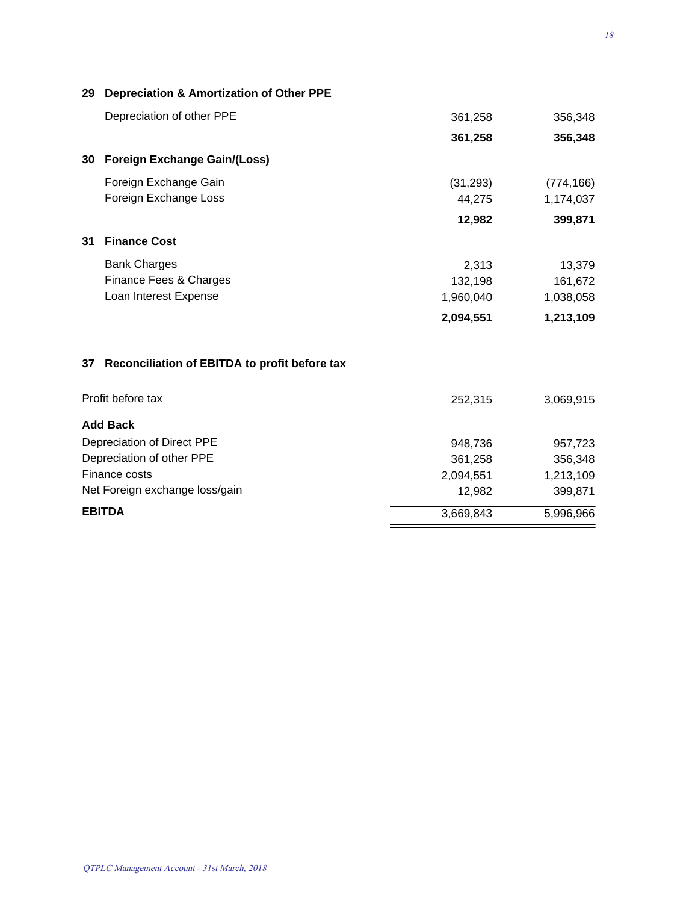### 29 Depreciation & Amortization of Other PPE

| | | |
|---|---|---|
| Depreciation of other PPE | 361,258 | 356,348 |
| | **361,258** | **356,348** |

### 30 Foreign Exchange Gain/(Loss)

| | | |
|---|---|---|
| Foreign Exchange Gain | (31,293) | (774,166) |
| Foreign Exchange Loss | 44,275 | 1,174,037 |
| | **12,982** | **399,871** |

### 31 Finance Cost

| | | |
|---|---|---|
| Bank Charges | 2,313 | 13,379 |
| Finance Fees & Charges | 132,198 | 161,672 |
| Loan Interest Expense | 1,960,040 | 1,038,058 |
| | **2,094,551** | **1,213,109** |

### 37 Reconciliation of EBITDA to profit before tax

| | | |
|---|---|---|
| Profit before tax | 252,315 | 3,069,915 |
| **Add Back** | | |
| Depreciation of Direct PPE | 948,736 | 957,723 |
| Depreciation of other PPE | 361,258 | 356,348 |
| Finance costs | 2,094,551 | 1,213,109 |
| Net Foreign exchange loss/gain | 12,982 | 399,871 |
| **EBITDA** | 3,669,843 | 5,996,966 |